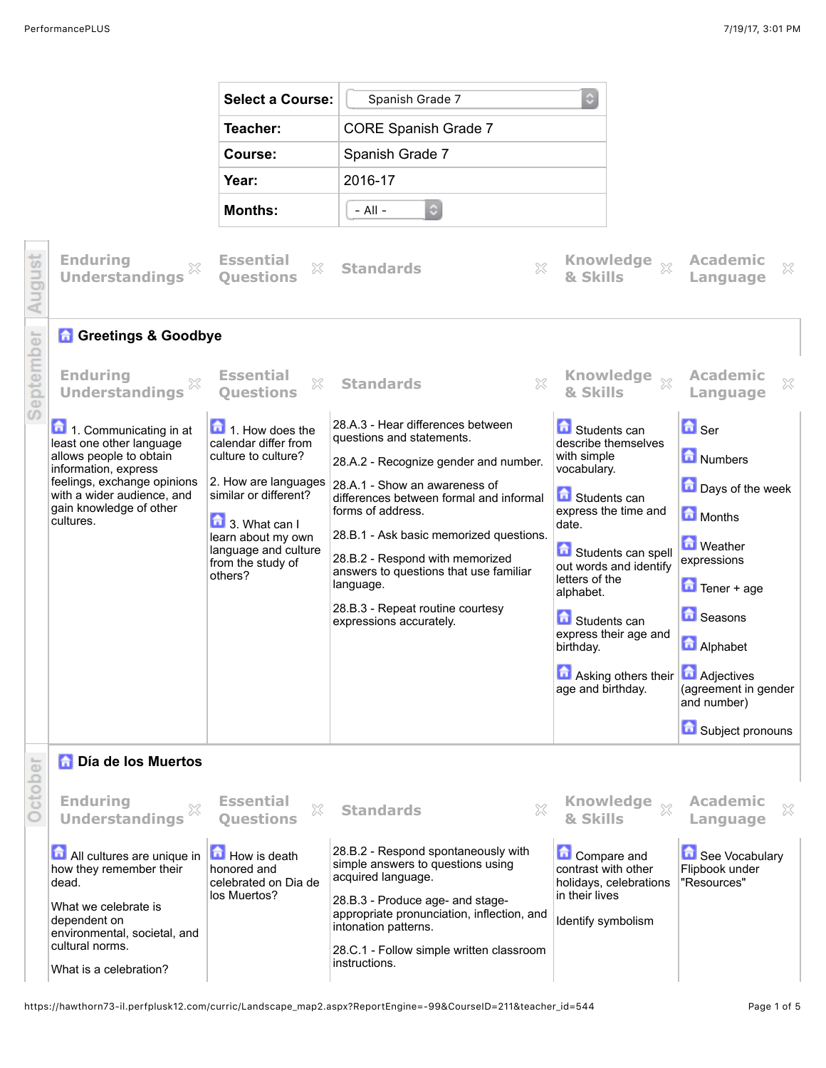| Select a Course: | Spanish Grade 7 |
| --- | --- |
| Teacher: | CORE Spanish Grade 7 |
| Course: | Spanish Grade 7 |
| Year: | 2016-17 |
| Months: | - All - |

## August

| Enduring Understandings | Essential Questions | Standards | Knowledge & Skills | Academic Language |
| --- | --- | --- | --- | --- |

## September

### Greetings & Goodbye

| Enduring Understandings | Essential Questions | Standards | Knowledge & Skills | Academic Language |
| --- | --- | --- | --- | --- |
| 1. Communicating in at least one other language allows people to obtain information, express feelings, exchange opinions with a wider audience, and gain knowledge of other cultures. | 1. How does the calendar differ from culture to culture?<br><br>2. How are languages similar or different?<br><br>3. What can I learn about my own language and culture from the study of others? | 28.A.3 - Hear differences between questions and statements.<br><br>28.A.2 - Recognize gender and number.<br><br>28.A.1 - Show an awareness of differences between formal and informal forms of address.<br><br>28.B.1 - Ask basic memorized questions.<br><br>28.B.2 - Respond with memorized answers to questions that use familiar language.<br><br>28.B.3 - Repeat routine courtesy expressions accurately. | Students can describe themselves with simple vocabulary.<br><br>Students can express the time and date.<br><br>Students can spell out words and identify letters of the alphabet.<br><br>Students can express their age and birthday.<br><br>Asking others their age and birthday. | Ser<br><br>Numbers<br><br>Days of the week<br><br>Months<br><br>Weather expressions<br><br>Tener + age<br><br>Seasons<br><br>Alphabet<br><br>Adjectives (agreement in gender and number)<br><br>Subject pronouns |

## October

### Día de los Muertos

| Enduring Understandings | Essential Questions | Standards | Knowledge & Skills | Academic Language |
| --- | --- | --- | --- | --- |
| All cultures are unique in how they remember their dead.<br><br>What we celebrate is dependent on environmental, societal, and cultural norms.<br><br>What is a celebration? | How is death honored and celebrated on Dia de los Muertos? | 28.B.2 - Respond spontaneously with simple answers to questions using acquired language.<br><br>28.B.3 - Produce age- and stage-appropriate pronunciation, inflection, and intonation patterns.<br><br>28.C.1 - Follow simple written classroom instructions. | Compare and contrast with other holidays, celebrations in their lives<br><br>Identify symbolism | See Vocabulary Flipbook under "Resources" |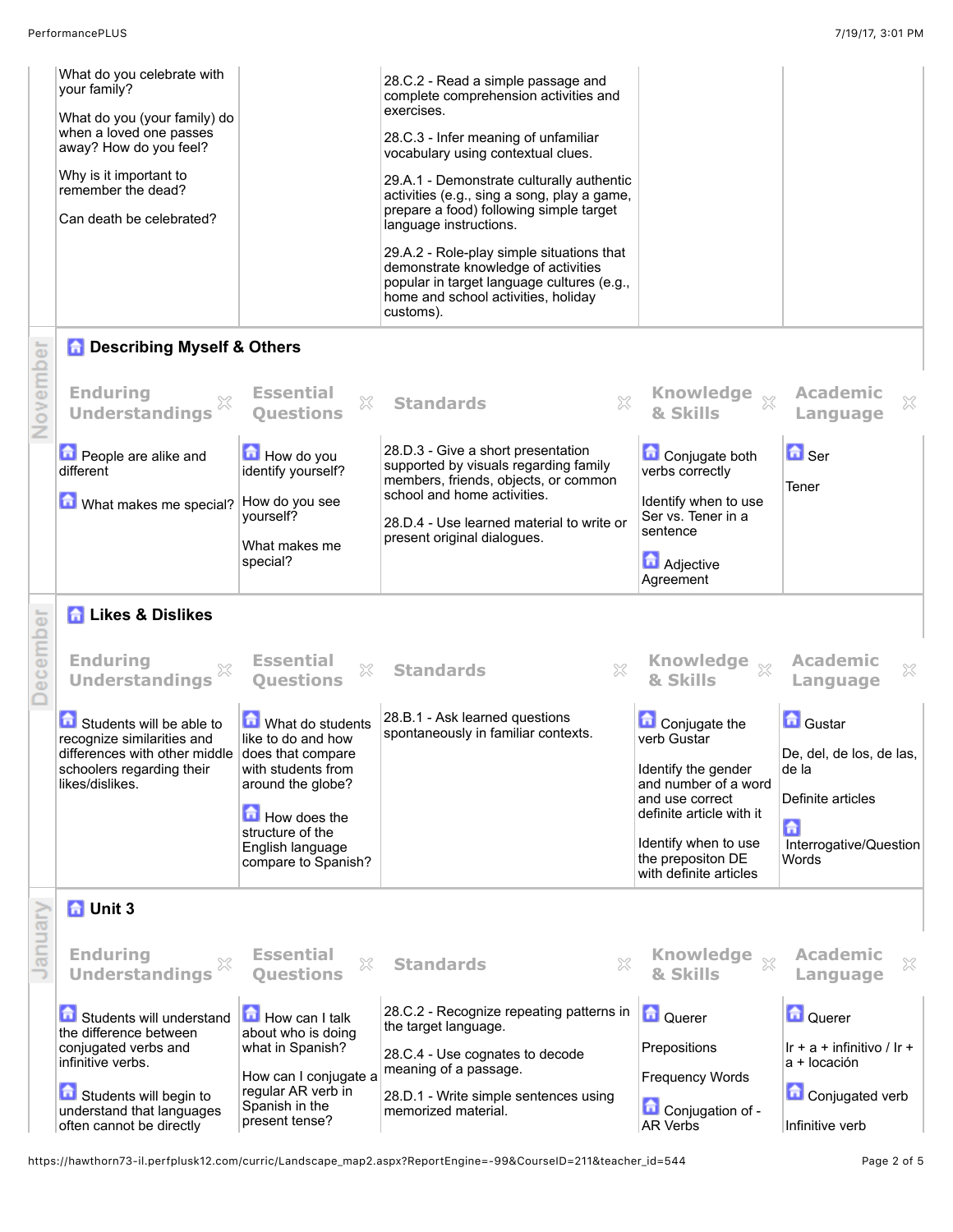| | | | | |
|---|---|---|---|---|
| What do you celebrate with your family?<br><br>What do you (your family) do when a loved one passes away? How do you feel?<br><br>Why is it important to remember the dead?<br><br>Can death be celebrated? | | 28.C.2 - Read a simple passage and complete comprehension activities and exercises.<br><br>28.C.3 - Infer meaning of unfamiliar vocabulary using contextual clues.<br><br>29.A.1 - Demonstrate culturally authentic activities (e.g., sing a song, play a game, prepare a food) following simple target language instructions.<br><br>29.A.2 - Role-play simple situations that demonstrate knowledge of activities popular in target language cultures (e.g., home and school activities, holiday customs). | | |

## November

### Describing Myself & Others

| Enduring Understandings | Essential Questions | Standards | Knowledge & Skills | Academic Language |
|---|---|---|---|---|
| People are alike and different<br><br>What makes me special? | How do you identify yourself?<br><br>How do you see yourself?<br><br>What makes me special? | 28.D.3 - Give a short presentation supported by visuals regarding family members, friends, objects, or common school and home activities.<br><br>28.D.4 - Use learned material to write or present original dialogues. | Conjugate both verbs correctly<br><br>Identify when to use Ser vs. Tener in a sentence<br><br>Adjective Agreement | Ser<br><br>Tener |

## December

### Likes & Dislikes

| Enduring Understandings | Essential Questions | Standards | Knowledge & Skills | Academic Language |
|---|---|---|---|---|
| Students will be able to recognize similarities and differences with other middle schoolers regarding their likes/dislikes. | What do students like to do and how does that compare with students from around the globe?<br><br>How does the structure of the English language compare to Spanish? | 28.B.1 - Ask learned questions spontaneously in familiar contexts. | Conjugate the verb Gustar<br><br>Identify the gender and number of a word and use correct definite article with it<br><br>Identify when to use the prepositon DE with definite articles | Gustar<br><br>De, del, de los, de las, de la<br><br>Definite articles<br><br>Interrogative/Question Words |

## January

### Unit 3

| Enduring Understandings | Essential Questions | Standards | Knowledge & Skills | Academic Language |
|---|---|---|---|---|
| Students will understand the difference between conjugated verbs and infinitive verbs.<br><br>Students will begin to understand that languages often cannot be directly | How can I talk about who is doing what in Spanish?<br><br>How can I conjugate a regular AR verb in Spanish in the present tense? | 28.C.2 - Recognize repeating patterns in the target language.<br><br>28.C.4 - Use cognates to decode meaning of a passage.<br><br>28.D.1 - Write simple sentences using memorized material. | Querer<br><br>Prepositions<br><br>Frequency Words<br><br>Conjugation of -AR Verbs | Querer<br><br>Ir + a + infinitivo / Ir + a + locación<br><br>Conjugated verb<br><br>Infinitive verb |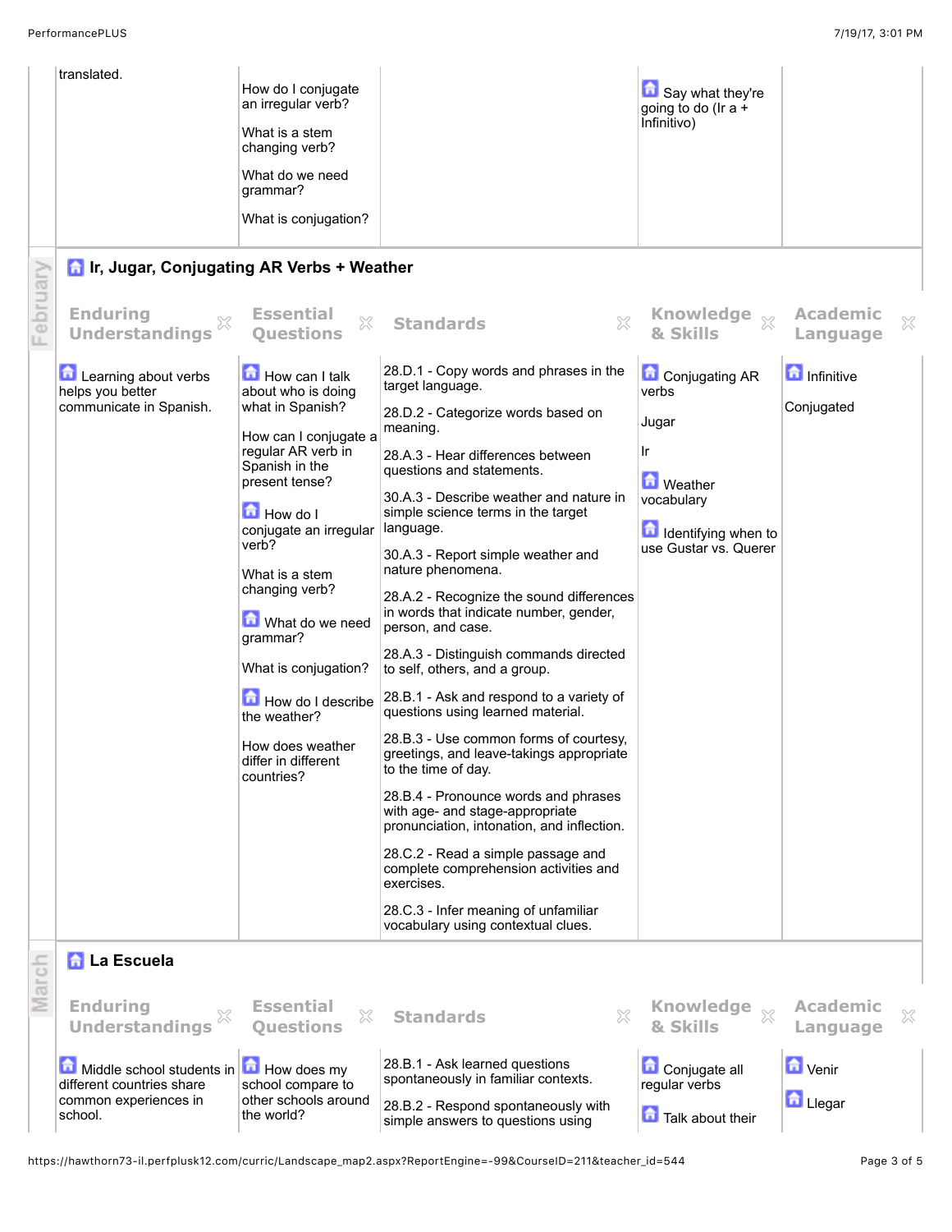| | | | | |
|---|---|---|---|---|
| translated. | How do I conjugate an irregular verb?<br><br>What is a stem changing verb?<br><br>What do we need grammar?<br><br>What is conjugation? | | Say what they're going to do (Ir a + Infinitivo) | |

## February

### Ir, Jugar, Conjugating AR Verbs + Weather

| Enduring Understandings | Essential Questions | Standards | Knowledge & Skills | Academic Language |
|---|---|---|---|---|
| Learning about verbs helps you better communicate in Spanish. | How can I talk about who is doing what in Spanish?<br><br>How can I conjugate a regular AR verb in Spanish in the present tense?<br><br>How do I conjugate an irregular verb?<br><br>What is a stem changing verb?<br><br>What do we need grammar?<br><br>What is conjugation?<br><br>How do I describe the weather?<br><br>How does weather differ in different countries? | 28.D.1 - Copy words and phrases in the target language.<br><br>28.D.2 - Categorize words based on meaning.<br><br>28.A.3 - Hear differences between questions and statements.<br><br>30.A.3 - Describe weather and nature in simple science terms in the target language.<br><br>30.A.3 - Report simple weather and nature phenomena.<br><br>28.A.2 - Recognize the sound differences in words that indicate number, gender, person, and case.<br><br>28.A.3 - Distinguish commands directed to self, others, and a group.<br><br>28.B.1 - Ask and respond to a variety of questions using learned material.<br><br>28.B.3 - Use common forms of courtesy, greetings, and leave-takings appropriate to the time of day.<br><br>28.B.4 - Pronounce words and phrases with age- and stage-appropriate pronunciation, intonation, and inflection.<br><br>28.C.2 - Read a simple passage and complete comprehension activities and exercises.<br><br>28.C.3 - Infer meaning of unfamiliar vocabulary using contextual clues. | Conjugating AR verbs<br><br>Jugar<br><br>Ir<br><br>Weather vocabulary<br><br>Identifying when to use Gustar vs. Querer | Infinitive<br><br>Conjugated |

## March

### La Escuela

| Enduring Understandings | Essential Questions | Standards | Knowledge & Skills | Academic Language |
|---|---|---|---|---|
| Middle school students in different countries share common experiences in school. | How does my school compare to other schools around the world? | 28.B.1 - Ask learned questions spontaneously in familiar contexts.<br><br>28.B.2 - Respond spontaneously with simple answers to questions using | Conjugate all regular verbs<br><br>Talk about their | Venir<br><br>Llegar |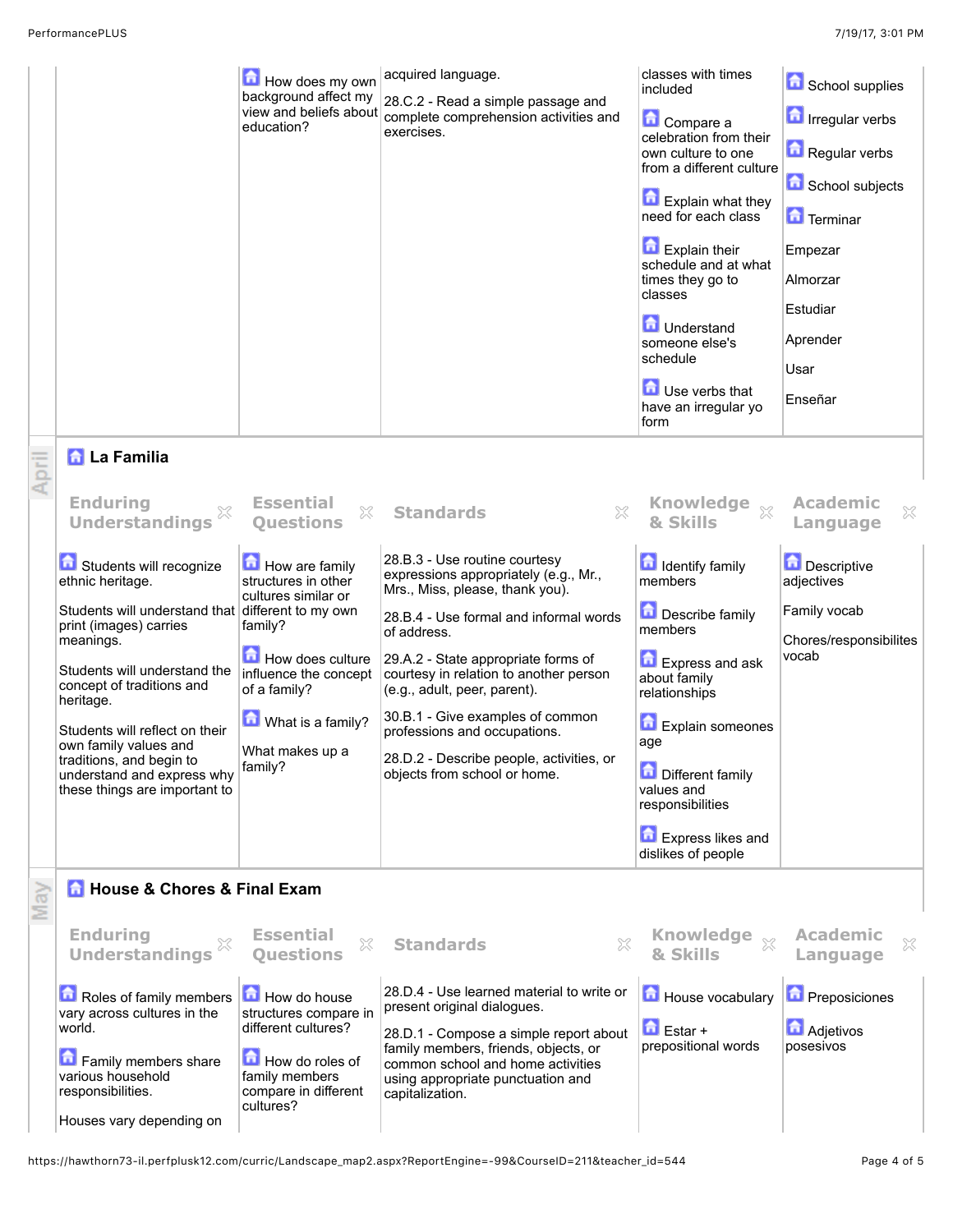| Enduring Understandings | Essential Questions | Standards | Knowledge & Skills | Academic Language |
| --- | --- | --- | --- | --- |
| | How does my own background affect my view and beliefs about education? | acquired language.<br><br>28.C.2 - Read a simple passage and complete comprehension activities and exercises. | classes with times included<br><br>Compare a celebration from their own culture to one from a different culture<br><br>Explain what they need for each class<br><br>Explain their schedule and at what times they go to classes<br><br>Understand someone else's schedule<br><br>Use verbs that have an irregular yo form | School supplies<br><br>Irregular verbs<br><br>Regular verbs<br><br>School subjects<br><br>Terminar<br><br>Empezar<br><br>Almorzar<br><br>Estudiar<br><br>Aprender<br><br>Usar<br><br>Enseñar |

## April

### La Familia

| Enduring Understandings | Essential Questions | Standards | Knowledge & Skills | Academic Language |
| --- | --- | --- | --- | --- |
| Students will recognize ethnic heritage.<br><br>Students will understand that print (images) carries meanings.<br><br>Students will understand the concept of traditions and heritage.<br><br>Students will reflect on their own family values and traditions, and begin to understand and express why these things are important to | How are family structures in other cultures similar or different to my own family?<br><br>How does culture influence the concept of a family?<br><br>What is a family?<br><br>What makes up a family? | 28.B.3 - Use routine courtesy expressions appropriately (e.g., Mr., Mrs., Miss, please, thank you).<br><br>28.B.4 - Use formal and informal words of address.<br><br>29.A.2 - State appropriate forms of courtesy in relation to another person (e.g., adult, peer, parent).<br><br>30.B.1 - Give examples of common professions and occupations.<br><br>28.D.2 - Describe people, activities, or objects from school or home. | Identify family members<br><br>Describe family members<br><br>Express and ask about family relationships<br><br>Explain someones age<br><br>Different family values and responsibilities<br><br>Express likes and dislikes of people | Descriptive adjectives<br><br>Family vocab<br><br>Chores/responsibilites vocab |

## May

### House & Chores & Final Exam

| Enduring Understandings | Essential Questions | Standards | Knowledge & Skills | Academic Language |
| --- | --- | --- | --- | --- |
| Roles of family members vary across cultures in the world.<br><br>Family members share various household responsibilities.<br><br>Houses vary depending on | How do house structures compare in different cultures?<br><br>How do roles of family members compare in different cultures? | 28.D.4 - Use learned material to write or present original dialogues.<br><br>28.D.1 - Compose a simple report about family members, friends, objects, or common school and home activities using appropriate punctuation and capitalization. | House vocabulary<br><br>Estar + prepositional words | Preposiciones<br><br>Adjetivos posesivos |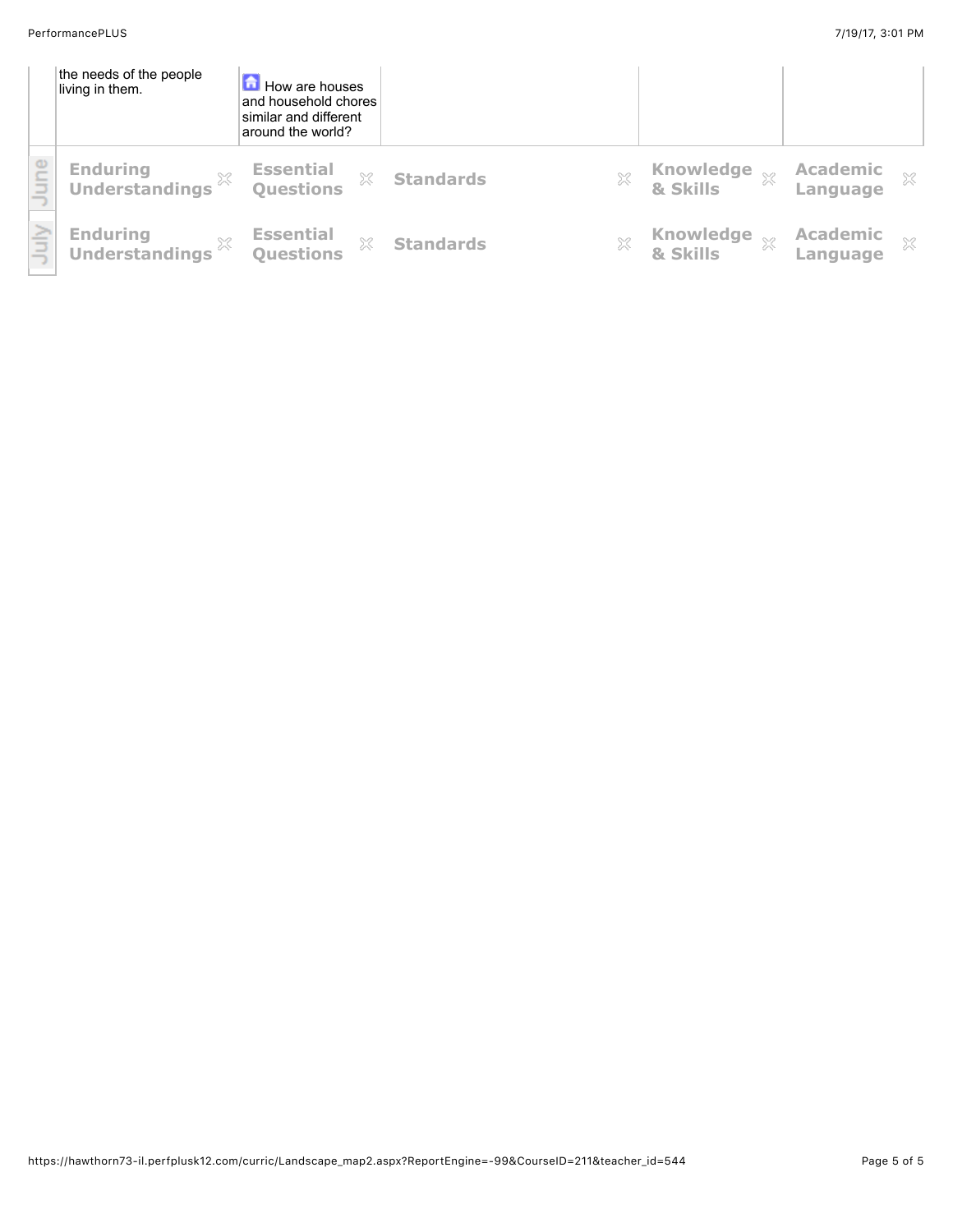| | | | | | |
|---|---|---|---|---|---|
| | the needs of the people living in them. | How are houses and household chores similar and different around the world? | | | |
| June | **Enduring Understandings** | **Essential Questions** | **Standards** | **Knowledge & Skills** | **Academic Language** |
| July | **Enduring Understandings** | **Essential Questions** | **Standards** | **Knowledge & Skills** | **Academic Language** |